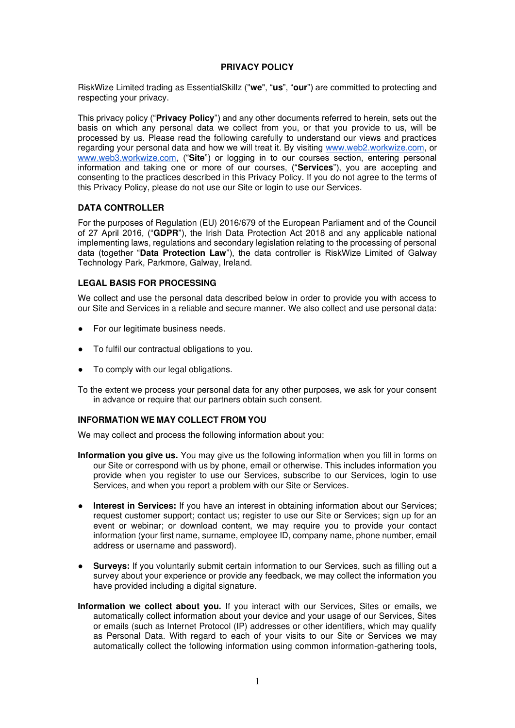# PRIVACY POLICY

RiskWize Limited trading as EssentialSkillz ("**we**", "**us**", "**our**") are committed to protecting and respecting your privacy.

This privacy policy ("**Privacy Policy**") and any other documents referred to herein, sets out the basis on which any personal data we collect from you, or that you provide to us, will be processed by us. Please read the following carefully to understand our views and practices regarding your personal data and how we will treat it. By visiting [www.web2.workwize.com](www.web2.workwize.com), or [www.web3.workwize.com](www.web3.workwize.com), ("**Site**") or logging in to our courses section, entering personal information and taking one or more of our courses, ("**Services**"), you are accepting and consenting to the practices described in this Privacy Policy. If you do not agree to the terms of this Privacy Policy, please do not use our Site or login to use our Services.

## DATA CONTROLLER

For the purposes of Regulation (EU) 2016/679 of the European Parliament and of the Council of 27 April 2016, ("**GDPR**"), the Irish Data Protection Act 2018 and any applicable national implementing laws, regulations and secondary legislation relating to the processing of personal data (together "**Data Protection Law**"), the data controller is RiskWize Limited of Galway Technology Park, Parkmore, Galway, Ireland.

## LEGAL BASIS FOR PROCESSING

We collect and use the personal data described below in order to provide you with access to our Site and Services in a reliable and secure manner. We also collect and use personal data:

- For our legitimate business needs.
- To fulfil our contractual obligations to you.
- To comply with our legal obligations.

To the extent we process your personal data for any other purposes, we ask for your consent in advance or require that our partners obtain such consent.

## INFORMATION WE MAY COLLECT FROM YOU

We may collect and process the following information about you:

**Information you give us.** You may give us the following information when you fill in forms on our Site or correspond with us by phone, email or otherwise. This includes information you provide when you register to use our Services, subscribe to our Services, login to use Services, and when you report a problem with our Site or Services.

- **Interest in Services:** If you have an interest in obtaining information about our Services; request customer support; contact us; register to use our Site or Services; sign up for an event or webinar; or download content, we may require you to provide your contact information (your first name, surname, employee ID, company name, phone number, email address or username and password).
- **Surveys:** If you voluntarily submit certain information to our Services, such as filling out a survey about your experience or provide any feedback, we may collect the information you have provided including a digital signature.

**Information we collect about you.** If you interact with our Services, Sites or emails, we automatically collect information about your device and your usage of our Services, Sites or emails (such as Internet Protocol (IP) addresses or other identifiers, which may qualify as Personal Data. With regard to each of your visits to our Site or Services we may automatically collect the following information using common information-gathering tools,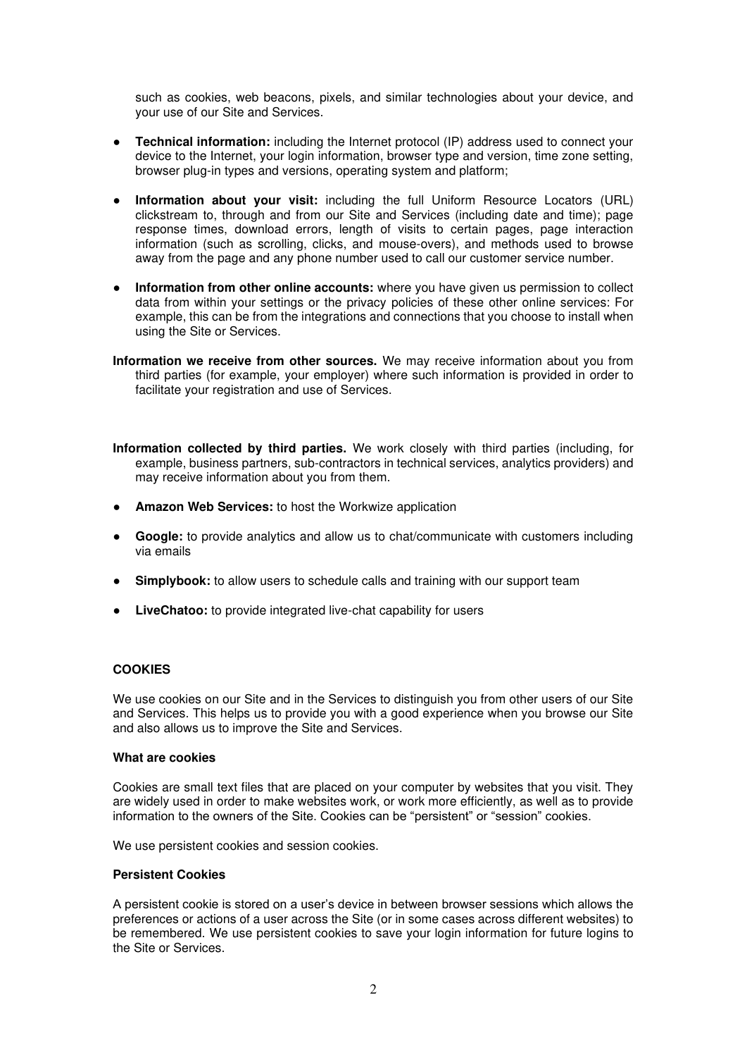such as cookies, web beacons, pixels, and similar technologies about your device, and your use of our Site and Services.

- **Technical information:** including the Internet protocol (IP) address used to connect your device to the Internet, your login information, browser type and version, time zone setting, browser plug-in types and versions, operating system and platform;
- **Information about your visit:** including the full Uniform Resource Locators (URL) clickstream to, through and from our Site and Services (including date and time); page response times, download errors, length of visits to certain pages, page interaction information (such as scrolling, clicks, and mouse-overs), and methods used to browse away from the page and any phone number used to call our customer service number.
- **Information from other online accounts:** where you have given us permission to collect data from within your settings or the privacy policies of these other online services: For example, this can be from the integrations and connections that you choose to install when using the Site or Services.

**Information we receive from other sources.** We may receive information about you from third parties (for example, your employer) where such information is provided in order to facilitate your registration and use of Services.

**Information collected by third parties.** We work closely with third parties (including, for example, business partners, sub-contractors in technical services, analytics providers) and may receive information about you from them.

- **Amazon Web Services:** to host the Workwize application
- **Google:** to provide analytics and allow us to chat/communicate with customers including via emails
- **Simplybook:** to allow users to schedule calls and training with our support team
- **LiveChatoo:** to provide integrated live-chat capability for users

## COOKIES

We use cookies on our Site and in the Services to distinguish you from other users of our Site and Services. This helps us to provide you with a good experience when you browse our Site and also allows us to improve the Site and Services.

### What are cookies

Cookies are small text files that are placed on your computer by websites that you visit. They are widely used in order to make websites work, or work more efficiently, as well as to provide information to the owners of the Site. Cookies can be "persistent" or "session" cookies.

We use persistent cookies and session cookies.

### Persistent Cookies

A persistent cookie is stored on a user's device in between browser sessions which allows the preferences or actions of a user across the Site (or in some cases across different websites) to be remembered. We use persistent cookies to save your login information for future logins to the Site or Services.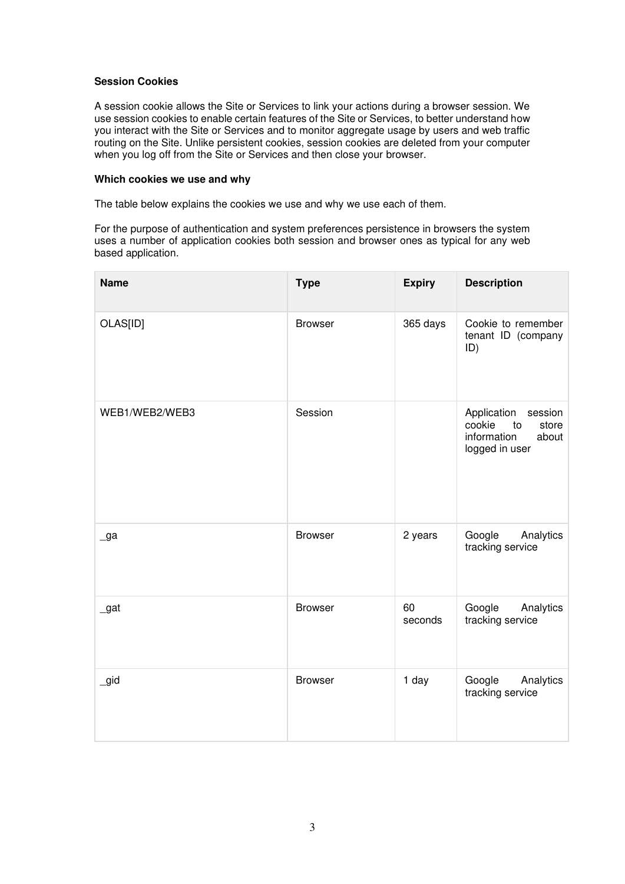**Session Cookies**

A session cookie allows the Site or Services to link your actions during a browser session. We use session cookies to enable certain features of the Site or Services, to better understand how you interact with the Site or Services and to monitor aggregate usage by users and web traffic routing on the Site. Unlike persistent cookies, session cookies are deleted from your computer when you log off from the Site or Services and then close your browser.

**Which cookies we use and why**

The table below explains the cookies we use and why we use each of them.

For the purpose of authentication and system preferences persistence in browsers the system uses a number of application cookies both session and browser ones as typical for any web based application.

| Name | Type | Expiry | Description |
|---|---|---|---|
| OLAS[ID] | Browser | 365 days | Cookie to remember tenant ID (company ID) |
| WEB1/WEB2/WEB3 | Session | | Application session cookie to store information about logged in user |
| _ga | Browser | 2 years | Google Analytics tracking service |
| _gat | Browser | 60 seconds | Google Analytics tracking service |
| _gid | Browser | 1 day | Google Analytics tracking service |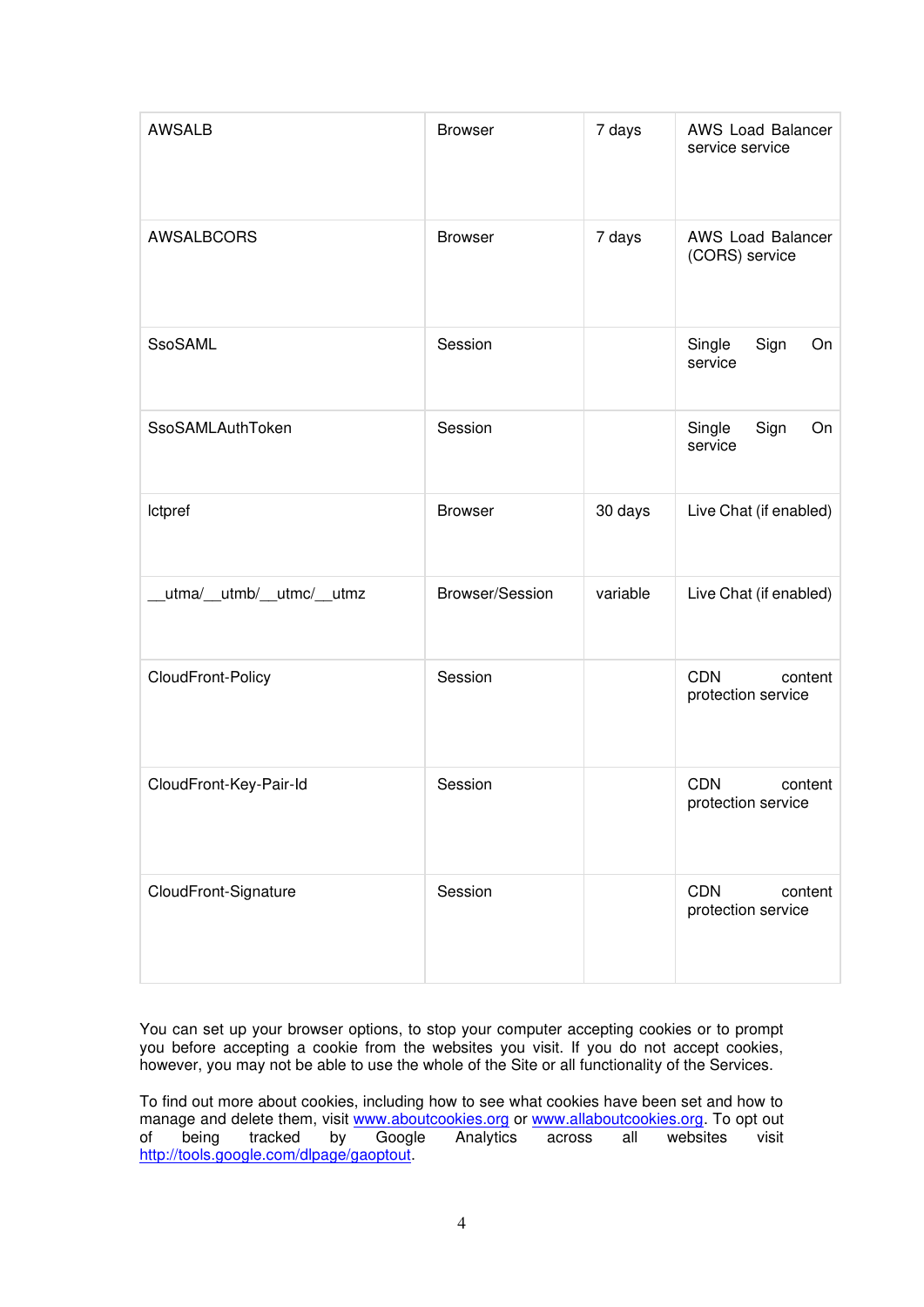| AWSALB | Browser | 7 days | AWS Load Balancer service service |
|---|---|---|---|
| AWSALBCORS | Browser | 7 days | AWS Load Balancer (CORS) service |
| SsoSAML | Session | | Single Sign On service |
| SsoSAMLAuthToken | Session | | Single Sign On service |
| lctpref | Browser | 30 days | Live Chat (if enabled) |
| __utma/__utmb/__utmc/__utmz | Browser/Session | variable | Live Chat (if enabled) |
| CloudFront-Policy | Session | | CDN content protection service |
| CloudFront-Key-Pair-Id | Session | | CDN content protection service |
| CloudFront-Signature | Session | | CDN content protection service |

You can set up your browser options, to stop your computer accepting cookies or to prompt you before accepting a cookie from the websites you visit. If you do not accept cookies, however, you may not be able to use the whole of the Site or all functionality of the Services.

To find out more about cookies, including how to see what cookies have been set and how to manage and delete them, visit [www.aboutcookies.org](http://www.aboutcookies.org) or [www.allaboutcookies.org](http://www.allaboutcookies.org). To opt out of being tracked by Google Analytics across all websites visit [http://tools.google.com/dlpage/gaoptout](http://tools.google.com/dlpage/gaoptout).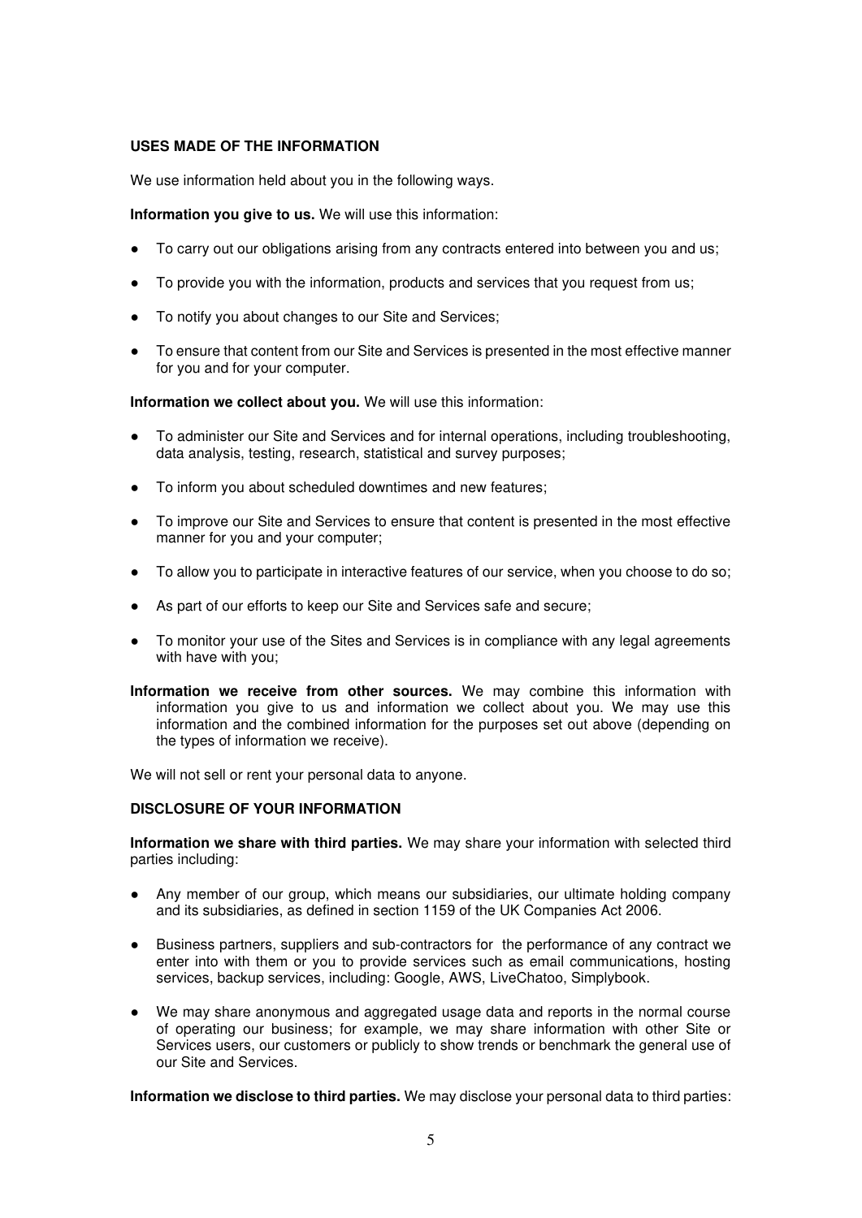**USES MADE OF THE INFORMATION**

We use information held about you in the following ways.

**Information you give to us.** We will use this information:

- To carry out our obligations arising from any contracts entered into between you and us;
- To provide you with the information, products and services that you request from us;
- To notify you about changes to our Site and Services;
- To ensure that content from our Site and Services is presented in the most effective manner for you and for your computer.

**Information we collect about you.** We will use this information:

- To administer our Site and Services and for internal operations, including troubleshooting, data analysis, testing, research, statistical and survey purposes;
- To inform you about scheduled downtimes and new features;
- To improve our Site and Services to ensure that content is presented in the most effective manner for you and your computer;
- To allow you to participate in interactive features of our service, when you choose to do so;
- As part of our efforts to keep our Site and Services safe and secure;
- To monitor your use of the Sites and Services is in compliance with any legal agreements with have with you;

**Information we receive from other sources.** We may combine this information with information you give to us and information we collect about you. We may use this information and the combined information for the purposes set out above (depending on the types of information we receive).

We will not sell or rent your personal data to anyone.

**DISCLOSURE OF YOUR INFORMATION**

**Information we share with third parties.** We may share your information with selected third parties including:

- Any member of our group, which means our subsidiaries, our ultimate holding company and its subsidiaries, as defined in section 1159 of the UK Companies Act 2006.
- Business partners, suppliers and sub-contractors for the performance of any contract we enter into with them or you to provide services such as email communications, hosting services, backup services, including: Google, AWS, LiveChatoo, Simplybook.
- We may share anonymous and aggregated usage data and reports in the normal course of operating our business; for example, we may share information with other Site or Services users, our customers or publicly to show trends or benchmark the general use of our Site and Services.

**Information we disclose to third parties.** We may disclose your personal data to third parties: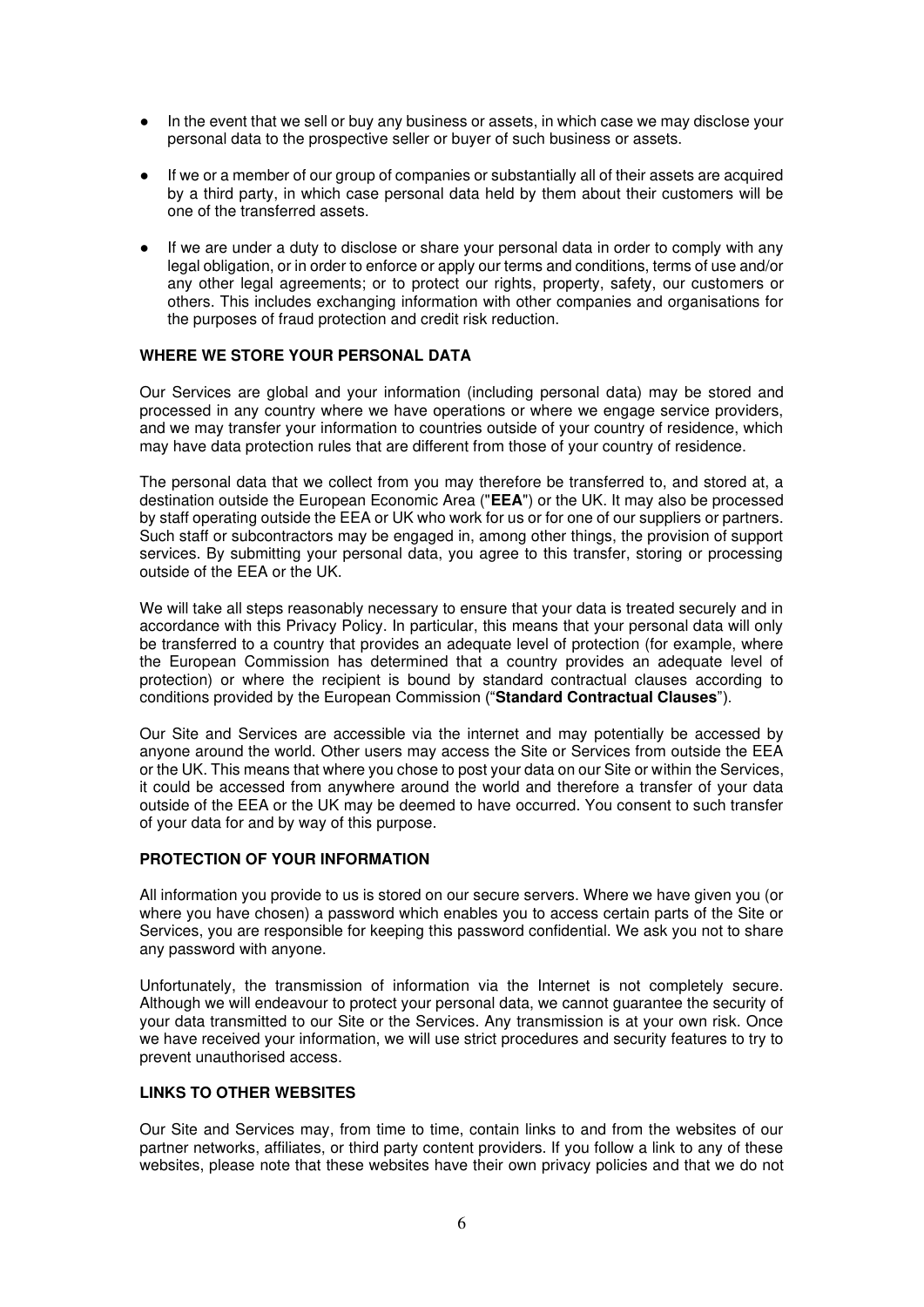- In the event that we sell or buy any business or assets, in which case we may disclose your personal data to the prospective seller or buyer of such business or assets.
- If we or a member of our group of companies or substantially all of their assets are acquired by a third party, in which case personal data held by them about their customers will be one of the transferred assets.
- If we are under a duty to disclose or share your personal data in order to comply with any legal obligation, or in order to enforce or apply our terms and conditions, terms of use and/or any other legal agreements; or to protect our rights, property, safety, our customers or others. This includes exchanging information with other companies and organisations for the purposes of fraud protection and credit risk reduction.

**WHERE WE STORE YOUR PERSONAL DATA**

Our Services are global and your information (including personal data) may be stored and processed in any country where we have operations or where we engage service providers, and we may transfer your information to countries outside of your country of residence, which may have data protection rules that are different from those of your country of residence.

The personal data that we collect from you may therefore be transferred to, and stored at, a destination outside the European Economic Area ("**EEA**") or the UK. It may also be processed by staff operating outside the EEA or UK who work for us or for one of our suppliers or partners. Such staff or subcontractors may be engaged in, among other things, the provision of support services. By submitting your personal data, you agree to this transfer, storing or processing outside of the EEA or the UK.

We will take all steps reasonably necessary to ensure that your data is treated securely and in accordance with this Privacy Policy. In particular, this means that your personal data will only be transferred to a country that provides an adequate level of protection (for example, where the European Commission has determined that a country provides an adequate level of protection) or where the recipient is bound by standard contractual clauses according to conditions provided by the European Commission ("**Standard Contractual Clauses**").

Our Site and Services are accessible via the internet and may potentially be accessed by anyone around the world. Other users may access the Site or Services from outside the EEA or the UK. This means that where you chose to post your data on our Site or within the Services, it could be accessed from anywhere around the world and therefore a transfer of your data outside of the EEA or the UK may be deemed to have occurred. You consent to such transfer of your data for and by way of this purpose.

**PROTECTION OF YOUR INFORMATION**

All information you provide to us is stored on our secure servers. Where we have given you (or where you have chosen) a password which enables you to access certain parts of the Site or Services, you are responsible for keeping this password confidential. We ask you not to share any password with anyone.

Unfortunately, the transmission of information via the Internet is not completely secure. Although we will endeavour to protect your personal data, we cannot guarantee the security of your data transmitted to our Site or the Services. Any transmission is at your own risk. Once we have received your information, we will use strict procedures and security features to try to prevent unauthorised access.

**LINKS TO OTHER WEBSITES**

Our Site and Services may, from time to time, contain links to and from the websites of our partner networks, affiliates, or third party content providers. If you follow a link to any of these websites, please note that these websites have their own privacy policies and that we do not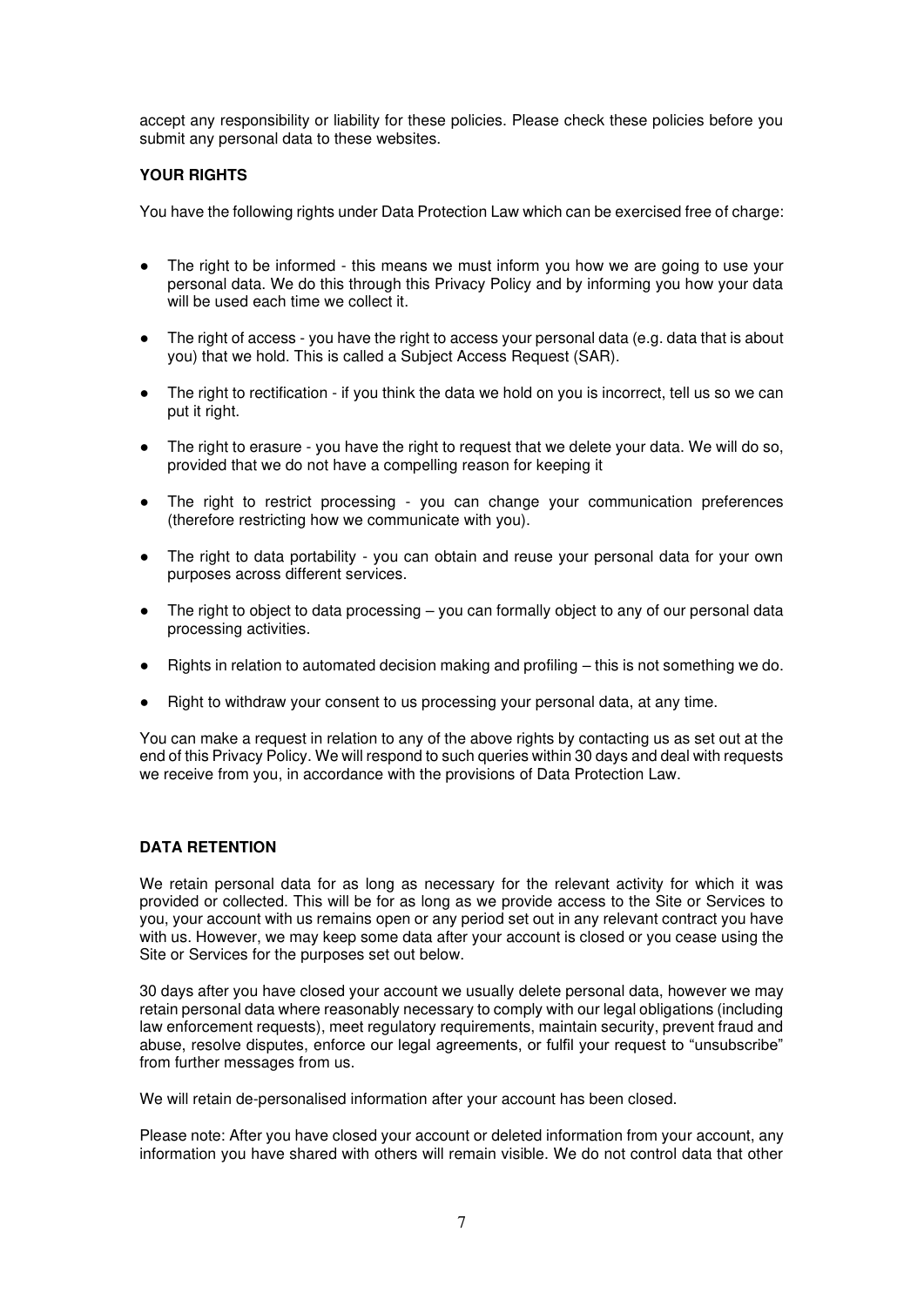accept any responsibility or liability for these policies. Please check these policies before you submit any personal data to these websites.

**YOUR RIGHTS**

You have the following rights under Data Protection Law which can be exercised free of charge:

- The right to be informed - this means we must inform you how we are going to use your personal data. We do this through this Privacy Policy and by informing you how your data will be used each time we collect it.
- The right of access - you have the right to access your personal data (e.g. data that is about you) that we hold. This is called a Subject Access Request (SAR).
- The right to rectification - if you think the data we hold on you is incorrect, tell us so we can put it right.
- The right to erasure - you have the right to request that we delete your data. We will do so, provided that we do not have a compelling reason for keeping it
- The right to restrict processing - you can change your communication preferences (therefore restricting how we communicate with you).
- The right to data portability - you can obtain and reuse your personal data for your own purposes across different services.
- The right to object to data processing – you can formally object to any of our personal data processing activities.
- Rights in relation to automated decision making and profiling – this is not something we do.
- Right to withdraw your consent to us processing your personal data, at any time.

You can make a request in relation to any of the above rights by contacting us as set out at the end of this Privacy Policy. We will respond to such queries within 30 days and deal with requests we receive from you, in accordance with the provisions of Data Protection Law.

**DATA RETENTION**

We retain personal data for as long as necessary for the relevant activity for which it was provided or collected. This will be for as long as we provide access to the Site or Services to you, your account with us remains open or any period set out in any relevant contract you have with us. However, we may keep some data after your account is closed or you cease using the Site or Services for the purposes set out below.

30 days after you have closed your account we usually delete personal data, however we may retain personal data where reasonably necessary to comply with our legal obligations (including law enforcement requests), meet regulatory requirements, maintain security, prevent fraud and abuse, resolve disputes, enforce our legal agreements, or fulfil your request to "unsubscribe" from further messages from us.

We will retain de-personalised information after your account has been closed.

Please note: After you have closed your account or deleted information from your account, any information you have shared with others will remain visible. We do not control data that other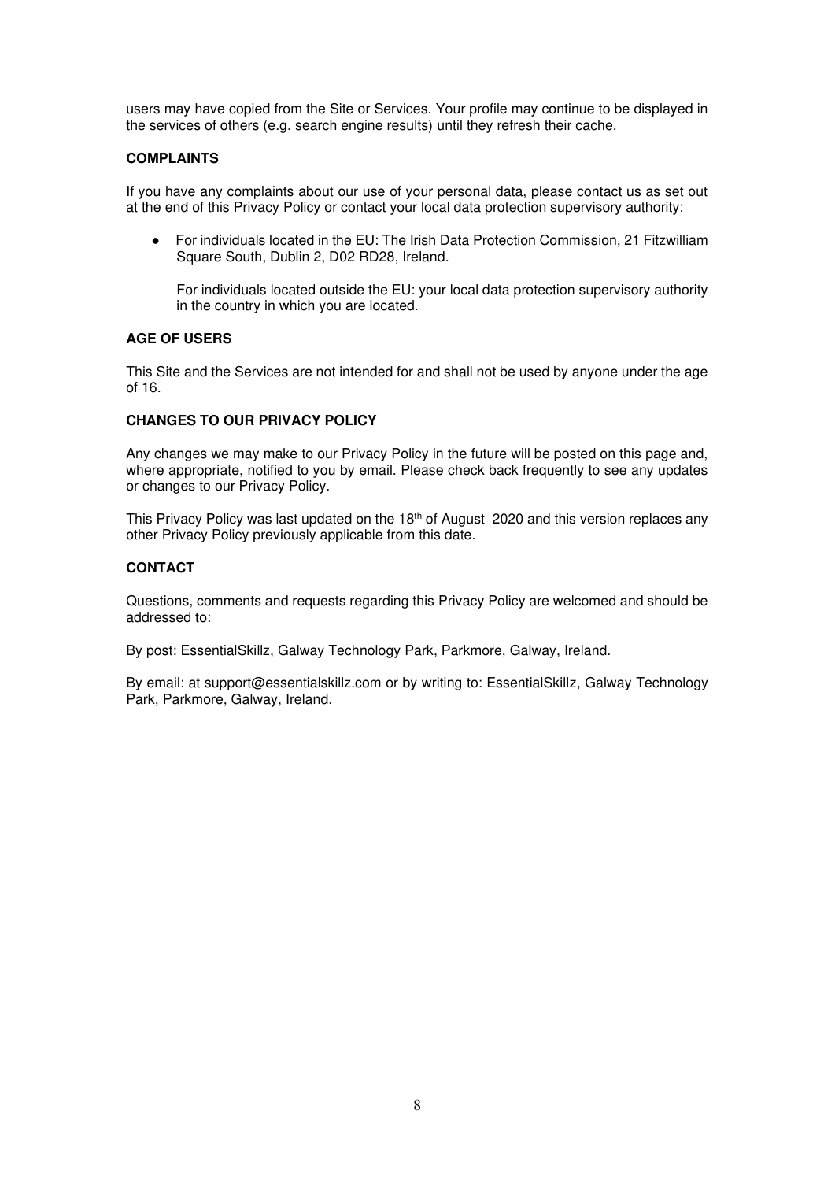users may have copied from the Site or Services. Your profile may continue to be displayed in the services of others (e.g. search engine results) until they refresh their cache.

**COMPLAINTS**

If you have any complaints about our use of your personal data, please contact us as set out at the end of this Privacy Policy or contact your local data protection supervisory authority:

- For individuals located in the EU: The Irish Data Protection Commission, 21 Fitzwilliam Square South, Dublin 2, D02 RD28, Ireland.

  For individuals located outside the EU: your local data protection supervisory authority in the country in which you are located.

**AGE OF USERS**

This Site and the Services are not intended for and shall not be used by anyone under the age of 16.

**CHANGES TO OUR PRIVACY POLICY**

Any changes we may make to our Privacy Policy in the future will be posted on this page and, where appropriate, notified to you by email. Please check back frequently to see any updates or changes to our Privacy Policy.

This Privacy Policy was last updated on the 18th of August 2020 and this version replaces any other Privacy Policy previously applicable from this date.

**CONTACT**

Questions, comments and requests regarding this Privacy Policy are welcomed and should be addressed to:

By post: EssentialSkillz, Galway Technology Park, Parkmore, Galway, Ireland.

By email: at support@essentialskillz.com or by writing to: EssentialSkillz, Galway Technology Park, Parkmore, Galway, Ireland.